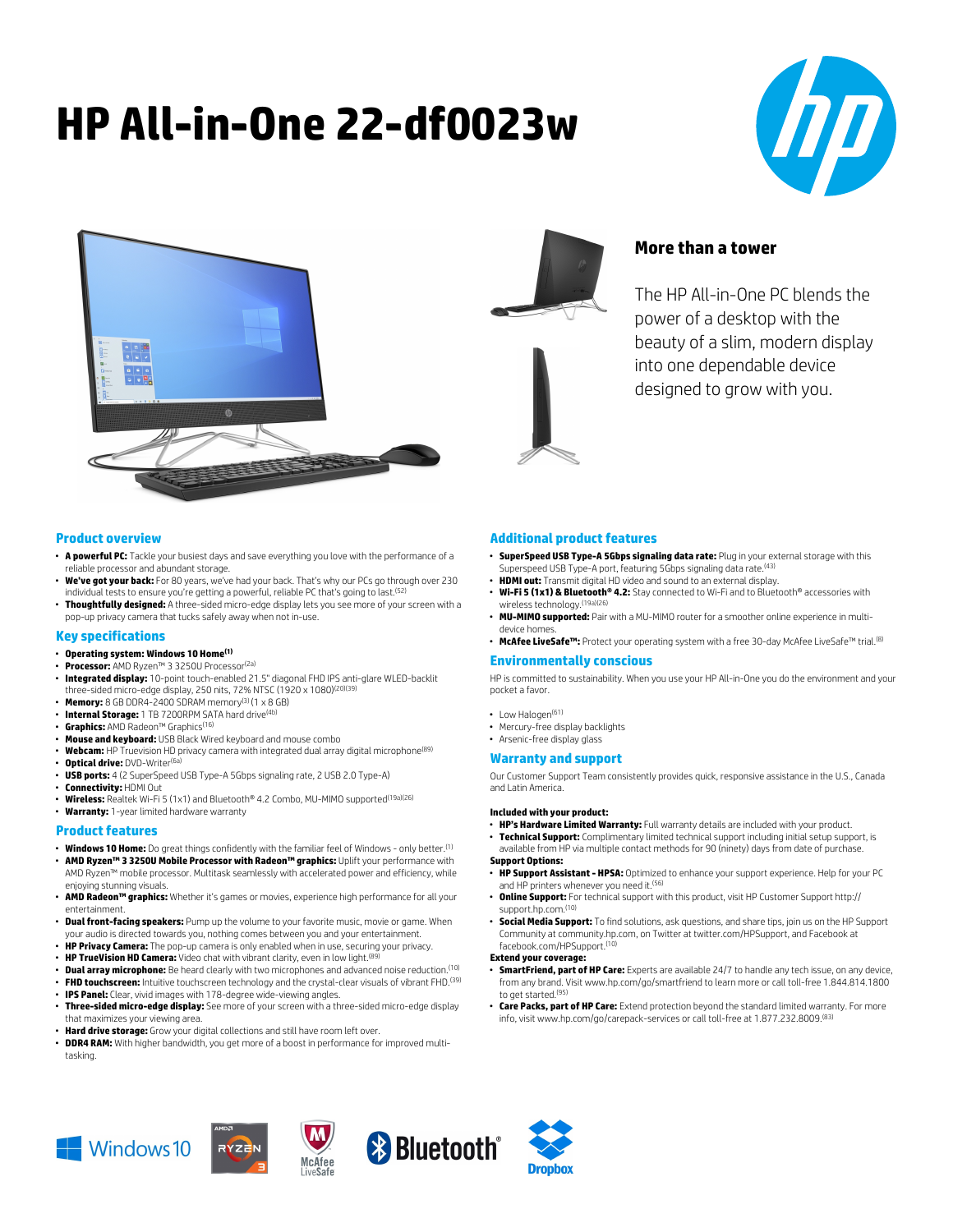# HP All-in-One 22-df0023w

## More than a tower

The HP All-in-One PC blends the power of a desktop with the beauty of a slim, modern display into one dependable device designed to grow with you.

## Product overview

- **A powerful PC:** Tackle your busiest days and save everything you love with the performance of a reliable processor and abundant storage.
- **We've got your back:** For 80 years, we've had your back. That's why our PCs go through over 230 individual tests to ensure you're getting a powerful, reliable PC that's going to last.[52]
- **Thoughtfully designed:** A three-sided micro-edge display lets you see more of your screen with a pop-up privacy camera that tucks safely away when not in-use.

## Key specifications

- **Operating system: Windows 10 Home[1]**
- **Processor:** AMD Ryzen™ 3 3250U Processor[2a]
- **Integrated display:** 10-point touch-enabled 21.5" diagonal FHD IPS anti-glare WLED-backlit three-sided micro-edge display, 250 nits, 72% NTSC (1920 x 1080)[20][39]
- **Memory:** 8 GB DDR4-2400 SDRAM memory[3] (1 x 8 GB)
- **Internal Storage:** 1 TB 7200RPM SATA hard drive[4b]
- **Graphics:** AMD Radeon™ Graphics[16]
- **Mouse and keyboard:** USB Black Wired keyboard and mouse combo
- **Webcam:** HP Truevision HD privacy camera with integrated dual array digital microphone[89]
- **Optical drive:** DVD-Writer[6a]
- **USB ports:** 4 (2 SuperSpeed USB Type-A 5Gbps signaling rate, 2 USB 2.0 Type-A)
- **Connectivity:** HDMI Out
- **Wireless:** Realtek Wi-Fi 5 (1x1) and Bluetooth® 4.2 Combo, MU-MIMO supported[19a][26]
- **Warranty:** 1-year limited hardware warranty

## Product features

- **Windows 10 Home:** Do great things confidently with the familiar feel of Windows - only better.[1]
- **AMD Ryzen™ 3 3250U Mobile Processor with Radeon™ graphics:** Uplift your performance with AMD Ryzen™ mobile processor. Multitask seamlessly with accelerated power and efficiency, while enjoying stunning visuals.
- **AMD Radeon™ graphics:** Whether it's games or movies, experience high performance for all your entertainment.
- **Dual front-facing speakers:** Pump up the volume to your favorite music, movie or game. When your audio is directed towards you, nothing comes between you and your entertainment.
- **HP Privacy Camera:** The pop-up camera is only enabled when in use, securing your privacy.
- **HP TrueVision HD Camera:** Video chat with vibrant clarity, even in low light.[89]
- **Dual array microphone:** Be heard clearly with two microphones and advanced noise reduction.[10]
- **FHD touchscreen:** Intuitive touchscreen technology and the crystal-clear visuals of vibrant FHD.[39]
- **IPS Panel:** Clear, vivid images with 178-degree wide-viewing angles.
- **Three-sided micro-edge display:** See more of your screen with a three-sided micro-edge display that maximizes your viewing area.
- **Hard drive storage:** Grow your digital collections and still have room left over.
- **DDR4 RAM:** With higher bandwidth, you get more of a boost in performance for improved multi-tasking.

## Additional product features

- **SuperSpeed USB Type-A 5Gbps signaling data rate:** Plug in your external storage with this Superspeed USB Type-A port, featuring 5Gbps signaling data rate.[43]
- **HDMI out:** Transmit digital HD video and sound to an external display.
- **Wi-Fi 5 (1x1) & Bluetooth® 4.2:** Stay connected to Wi-Fi and to Bluetooth® accessories with wireless technology.[19a][26]
- **MU-MIMO supported:** Pair with a MU-MIMO router for a smoother online experience in multi-device homes.
- **McAfee LiveSafe™:** Protect your operating system with a free 30-day McAfee LiveSafe™ trial.[8]

## Environmentally conscious

HP is committed to sustainability. When you use your HP All-in-One you do the environment and your pocket a favor.

- Low Halogen[61]
- Mercury-free display backlights
- Arsenic-free display glass

## Warranty and support

Our Customer Support Team consistently provides quick, responsive assistance in the U.S., Canada and Latin America.

**Included with your product:**

- **HP's Hardware Limited Warranty:** Full warranty details are included with your product.
- **Technical Support:** Complimentary limited technical support including initial setup support, is available from HP via multiple contact methods for 90 (ninety) days from date of purchase.

**Support Options:**

- **HP Support Assistant - HPSA:** Optimized to enhance your support experience. Help for your PC and HP printers whenever you need it.[56]
- **Online Support:** For technical support with this product, visit HP Customer Support http://support.hp.com.[10]
- **Social Media Support:** To find solutions, ask questions, and share tips, join us on the HP Support Community at community.hp.com, on Twitter at twitter.com/HPSupport, and Facebook at facebook.com/HPSupport.[10]

**Extend your coverage:**

- **SmartFriend, part of HP Care:** Experts are available 24/7 to handle any tech issue, on any device, from any brand. Visit www.hp.com/go/smartfriend to learn more or call toll-free 1.844.814.1800 to get started.[95]
- **Care Packs, part of HP Care:** Extend protection beyond the standard limited warranty. For more info, visit www.hp.com/go/carepack-services or call toll-free at 1.877.232.8009.[83]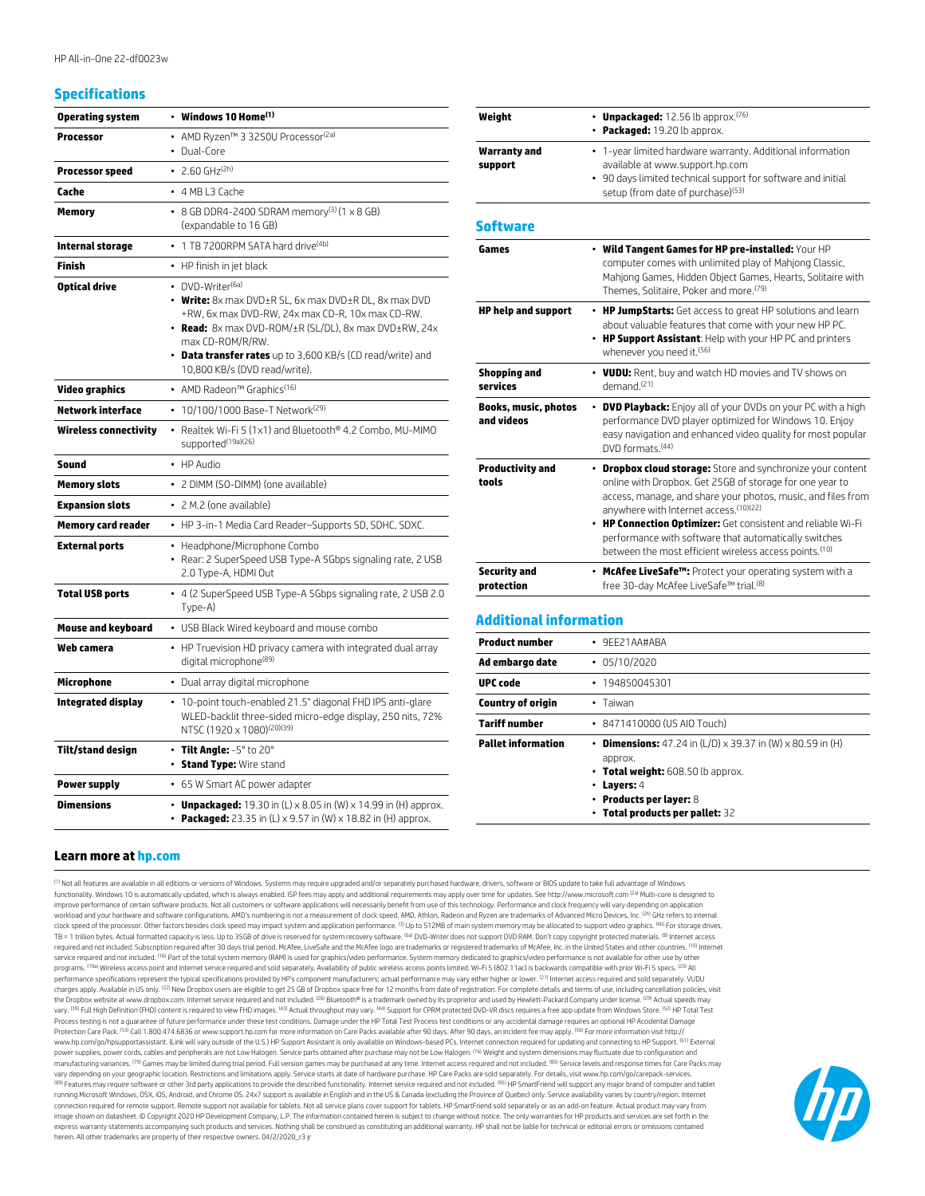HP All-in-One 22-df0023w

## Specifications

| | |
|---|---|
| **Operating system** | • **Windows 10 Home**[1] |
| **Processor** | • AMD Ryzen™ 3 3250U Processor[2a]<br>• Dual-Core |
| **Processor speed** | • 2.60 GHz[2h] |
| **Cache** | • 4 MB L3 Cache |
| **Memory** | • 8 GB DDR4-2400 SDRAM memory[3] (1 x 8 GB) (expandable to 16 GB) |
| **Internal storage** | • 1 TB 7200RPM SATA hard drive[4b] |
| **Finish** | • HP finish in jet black |
| **Optical drive** | • DVD-Writer[6a]<br>• **Write:** 8x max DVD±R SL, 6x max DVD±R DL, 8x max DVD +RW, 6x max DVD-RW, 24x max CD-R, 10x max CD-RW.<br>• **Read:** 8x max DVD-ROM/±R (SL/DL), 8x max DVD±RW, 24x max CD-ROM/R/RW.<br>• **Data transfer rates** up to 3,600 KB/s (CD read/write) and 10,800 KB/s (DVD read/write). |
| **Video graphics** | • AMD Radeon™ Graphics[16] |
| **Network interface** | • 10/100/1000 Base-T Network[29] |
| **Wireless connectivity** | • Realtek Wi-Fi 5 (1x1) and Bluetooth® 4.2 Combo, MU-MIMO supported[19a][26] |
| **Sound** | • HP Audio |
| **Memory slots** | • 2 DIMM (SO-DIMM) (one available) |
| **Expansion slots** | • 2 M.2 (one available) |
| **Memory card reader** | • HP 3-in-1 Media Card Reader–Supports SD, SDHC, SDXC. |
| **External ports** | • Headphone/Microphone Combo<br>• Rear: 2 SuperSpeed USB Type-A 5Gbps signaling rate, 2 USB 2.0 Type-A, HDMI Out |
| **Total USB ports** | • 4 (2 SuperSpeed USB Type-A 5Gbps signaling rate, 2 USB 2.0 Type-A) |
| **Mouse and keyboard** | • USB Black Wired keyboard and mouse combo |
| **Web camera** | • HP Truevision HD privacy camera with integrated dual array digital microphone[89] |
| **Microphone** | • Dual array digital microphone |
| **Integrated display** | • 10-point touch-enabled 21.5" diagonal FHD IPS anti-glare WLED-backlit three-sided micro-edge display, 250 nits, 72% NTSC (1920 x 1080)[20][39] |
| **Tilt/stand design** | • **Tilt Angle:** -5° to 20°<br>• **Stand Type:** Wire stand |
| **Power supply** | • 65 W Smart AC power adapter |
| **Dimensions** | • **Unpackaged:** 19.30 in (L) x 8.05 in (W) x 14.99 in (H) approx.<br>• **Packaged:** 23.35 in (L) x 9.57 in (W) x 18.82 in (H) approx. |
| **Weight** | • **Unpackaged:** 12.56 lb approx.[76]<br>• **Packaged:** 19.20 lb approx. |
| **Warranty and support** | • 1-year limited hardware warranty. Additional information available at www.support.hp.com<br>• 90 days limited technical support for software and initial setup (from date of purchase)[53] |

## Software

| | |
|---|---|
| **Games** | • **Wild Tangent Games for HP pre-installed:** Your HP computer comes with unlimited play of Mahjong Classic, Mahjong Games, Hidden Object Games, Hearts, Solitaire with Themes, Solitaire, Poker and more.[79] |
| **HP help and support** | • **HP JumpStarts:** Get access to great HP solutions and learn about valuable features that come with your new HP PC.<br>• **HP Support Assistant**: Help with your HP PC and printers whenever you need it.[56] |
| **Shopping and services** | • **VUDU:** Rent, buy and watch HD movies and TV shows on demand.[21] |
| **Books, music, photos and videos** | • **DVD Playback:** Enjoy all of your DVDs on your PC with a high performance DVD player optimized for Windows 10. Enjoy easy navigation and enhanced video quality for most popular DVD formats.[44] |
| **Productivity and tools** | • **Dropbox cloud storage:** Store and synchronize your content online with Dropbox. Get 25GB of storage for one year to access, manage, and share your photos, music, and files from anywhere with Internet access.[10][22]<br>• **HP Connection Optimizer:** Get consistent and reliable Wi-Fi performance with software that automatically switches between the most efficient wireless access points.[10] |
| **Security and protection** | • **McAfee LiveSafe™:** Protect your operating system with a free 30-day McAfee LiveSafe™ trial.[8] |

## Additional information

| | |
|---|---|
| **Product number** | • 9EE21AA#ABA |
| **Ad embargo date** | • 05/10/2020 |
| **UPC code** | • 194850045301 |
| **Country of origin** | • Taiwan |
| **Tariff number** | • 8471410000 (US AIO Touch) |
| **Pallet information** | • **Dimensions:** 47.24 in (L/D) x 39.37 in (W) x 80.59 in (H) approx.<br>• **Total weight:** 608.50 lb approx.<br>• **Layers:** 4<br>• **Products per layer:** 8<br>• **Total products per pallet:** 32 |

### Learn more at hp.com

[1] Not all features are available in all editions or versions of Windows. Systems may require upgraded and/or separately purchased hardware, drivers, software or BIOS update to take full advantage of Windows functionality. Windows 10 is automatically updated, which is always enabled. ISP fees may apply and additional requirements may apply over time for updates. See http://www.microsoft.com [2a] Multi-core is designed to improve performance of certain software products. Not all customers or software applications will necessarily benefit from use of this technology. Performance and clock frequency will vary depending on application workload and your hardware and software configurations. AMD's numbering is not a measurement of clock speed. AMD, Athlon, Radeon and Ryzen are trademarks of Advanced Micro Devices, Inc. [2h] GHz refers to internal clock speed of the processor. Other factors besides clock speed may impact system and application performance. [3] Up to 512MB of main system memory may be allocated to support video graphics. [4b] For storage drives, TB = 1 trillion bytes. Actual formatted capacity is less. Up to 35GB of drive is reserved for system recovery software. [6a] DVD-Writer does not support DVD RAM. Don't copy copyright protected materials. [8] Internet access required and not included. Subscription required after 30 days trial period. McAfee, LiveSafe and the McAfee logo are trademarks or registered trademarks of McAfee, Inc. in the United States and other countries. [10] Internet service required and not included. [16] Part of the total system memory (RAM) is used for graphics/video performance. System memory dedicated to graphics/video performance is not available for other use by other programs. [19a] Wireless access point and internet service required and sold separately. Availability of public wireless access points limited. Wi-Fi 5 (802.11ac) is backwards compatible with prior Wi-Fi 5 specs. [20] All performance specifications represent the typical specifications provided by HP's component manufacturers; actual performance may vary either higher or lower. [21] Internet access required and sold separately. VUDU charges apply. Available in US only. [22] New Dropbox users are eligible to get 25 GB of Dropbox space free for 12 months from date of registration. For complete details and terms of use, including cancellation policies, visit the Dropbox website at www.dropbox.com. Internet service required and not included. [26] Bluetooth® is a trademark owned by its proprietor and used by Hewlett-Packard Company under license. [29] Actual speeds may vary. [39] Full High Definition (FHD) content is required to view FHD images. [43] Actual throughput may vary. [44] Support for CPRM protected DVD-VR discs requires a free app update from Windows Store. [52] HP Total Test Process testing is not a guarantee of future performance under these test conditions. Damage under the HP Total Test Process test conditions or any accidental damage requires an optional HP Accidental Damage Protection Care Pack. [53] Call 1.800.474.6836 or www.support.hp.com for more information on Care Packs available after 90 days. After 90 days, an incident fee may apply. [56] For more information visit http://www.hp.com/go/hpsupportassistant. (Link will vary outside of the U.S.) HP Support Assistant is only available on Windows-based PCs. Internet connection required for updating and connecting to HP Support. [61] External power supplies, power cords, cables and peripherals are not Low Halogen. Service parts obtained after purchase may not be Low Halogen. [76] Weight and system dimensions may fluctuate due to configuration and manufacturing variances. [79] Games may be limited during trial period. Full version games may be purchased at any time. Internet access required and not included. [83] Service levels and response times for Care Packs may vary depending on your geographic location. Restrictions and limitations apply. Service starts at date of hardware purchase. HP Care Packs are sold separately. For details, visit www.hp.com/go/carepack-services. [89] Features may require software or other 3rd party applications to provide the described functionality. Internet service required and not included. [95] HP SmartFriend will support any major brand of computer and tablet running Microsoft Windows, OSX, iOS, Android, and Chrome OS. 24x7 support is available in English and in the US & Canada (excluding the Province of Quebec) only. Service availability varies by country/region. Internet connection required for remote support. Remote support not available for tablets. Not all service plans cover support for tablets. HP SmartFriend sold separately or as an add-on feature. Actual product may vary from image shown on datasheet. © Copyright 2020 HP Development Company, L.P. The information contained herein is subject to change without notice. The only warranties for HP products and services are set forth in the express warranty statements accompanying such products and services. Nothing shall be construed as constituting an additional warranty. HP shall not be liable for technical or editorial errors or omissions contained herein. All other trademarks are property of their respective owners. 04/2/2020_r3 jr